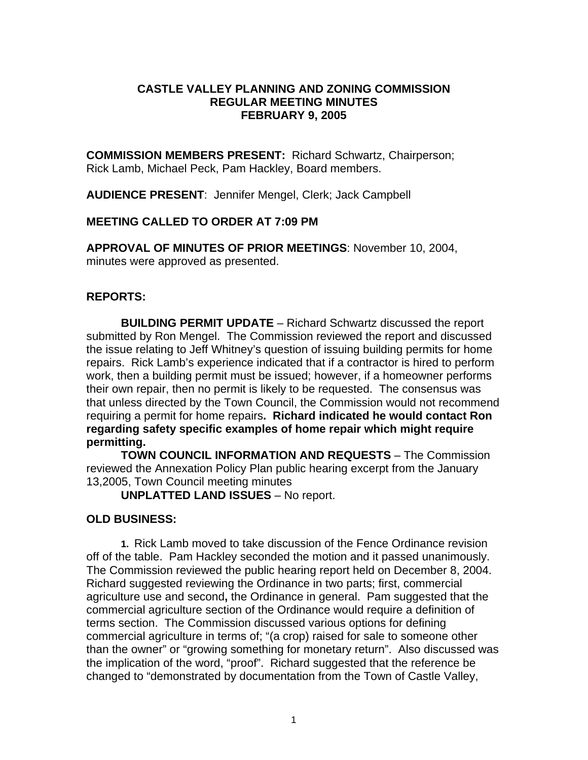# CASTLE VALLEY PLANNING AND ZONING COMMISSION
## REGULAR MEETING MINUTES
## FEBRUARY 9, 2005

**COMMISSION MEMBERS PRESENT:** Richard Schwartz, Chairperson; Rick Lamb, Michael Peck, Pam Hackley, Board members.

**AUDIENCE PRESENT**: Jennifer Mengel, Clerk; Jack Campbell

**MEETING CALLED TO ORDER AT 7:09 PM**

**APPROVAL OF MINUTES OF PRIOR MEETINGS**: November 10, 2004, minutes were approved as presented.

**REPORTS:**

**BUILDING PERMIT UPDATE** – Richard Schwartz discussed the report submitted by Ron Mengel. The Commission reviewed the report and discussed the issue relating to Jeff Whitney's question of issuing building permits for home repairs. Rick Lamb's experience indicated that if a contractor is hired to perform work, then a building permit must be issued; however, if a homeowner performs their own repair, then no permit is likely to be requested. The consensus was that unless directed by the Town Council, the Commission would not recommend requiring a permit for home repairs**. Richard indicated he would contact Ron regarding safety specific examples of home repair which might require permitting.**

**TOWN COUNCIL INFORMATION AND REQUESTS** – The Commission reviewed the Annexation Policy Plan public hearing excerpt from the January 13,2005, Town Council meeting minutes

**UNPLATTED LAND ISSUES** – No report.

**OLD BUSINESS:**

**1.** Rick Lamb moved to take discussion of the Fence Ordinance revision off of the table. Pam Hackley seconded the motion and it passed unanimously. The Commission reviewed the public hearing report held on December 8, 2004. Richard suggested reviewing the Ordinance in two parts; first, commercial agriculture use and second**,** the Ordinance in general. Pam suggested that the commercial agriculture section of the Ordinance would require a definition of terms section. The Commission discussed various options for defining commercial agriculture in terms of; "(a crop) raised for sale to someone other than the owner" or "growing something for monetary return". Also discussed was the implication of the word, "proof". Richard suggested that the reference be changed to "demonstrated by documentation from the Town of Castle Valley,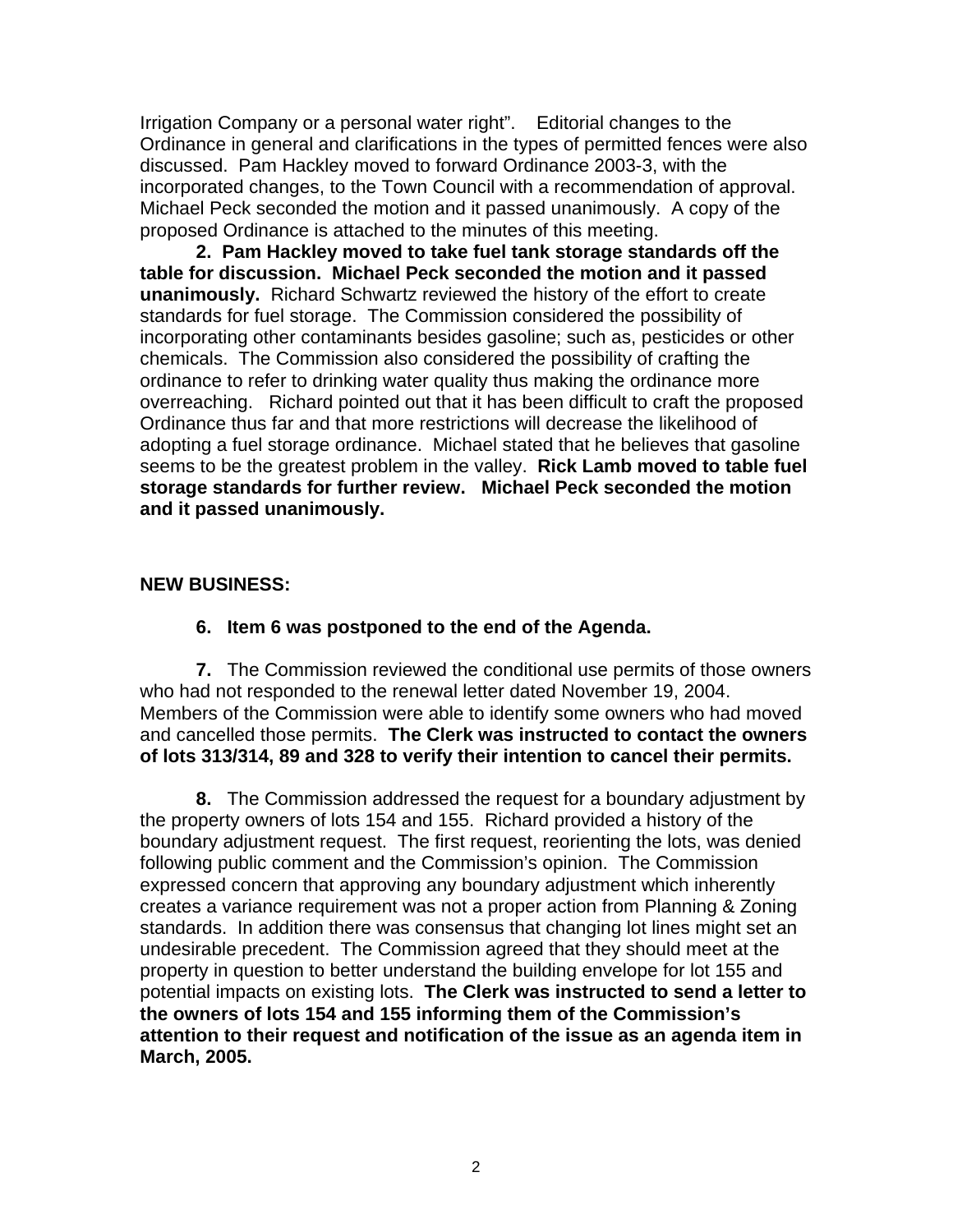Irrigation Company or a personal water right". Editorial changes to the Ordinance in general and clarifications in the types of permitted fences were also discussed. Pam Hackley moved to forward Ordinance 2003-3, with the incorporated changes, to the Town Council with a recommendation of approval. Michael Peck seconded the motion and it passed unanimously. A copy of the proposed Ordinance is attached to the minutes of this meeting.

**2. Pam Hackley moved to take fuel tank storage standards off the table for discussion. Michael Peck seconded the motion and it passed unanimously.** Richard Schwartz reviewed the history of the effort to create standards for fuel storage. The Commission considered the possibility of incorporating other contaminants besides gasoline; such as, pesticides or other chemicals. The Commission also considered the possibility of crafting the ordinance to refer to drinking water quality thus making the ordinance more overreaching. Richard pointed out that it has been difficult to craft the proposed Ordinance thus far and that more restrictions will decrease the likelihood of adopting a fuel storage ordinance. Michael stated that he believes that gasoline seems to be the greatest problem in the valley. **Rick Lamb moved to table fuel storage standards for further review. Michael Peck seconded the motion and it passed unanimously.**

**NEW BUSINESS:**

**6. Item 6 was postponed to the end of the Agenda.**

**7.** The Commission reviewed the conditional use permits of those owners who had not responded to the renewal letter dated November 19, 2004. Members of the Commission were able to identify some owners who had moved and cancelled those permits. **The Clerk was instructed to contact the owners of lots 313/314, 89 and 328 to verify their intention to cancel their permits.**

**8.** The Commission addressed the request for a boundary adjustment by the property owners of lots 154 and 155. Richard provided a history of the boundary adjustment request. The first request, reorienting the lots, was denied following public comment and the Commission's opinion. The Commission expressed concern that approving any boundary adjustment which inherently creates a variance requirement was not a proper action from Planning & Zoning standards. In addition there was consensus that changing lot lines might set an undesirable precedent. The Commission agreed that they should meet at the property in question to better understand the building envelope for lot 155 and potential impacts on existing lots. **The Clerk was instructed to send a letter to the owners of lots 154 and 155 informing them of the Commission's attention to their request and notification of the issue as an agenda item in March, 2005.**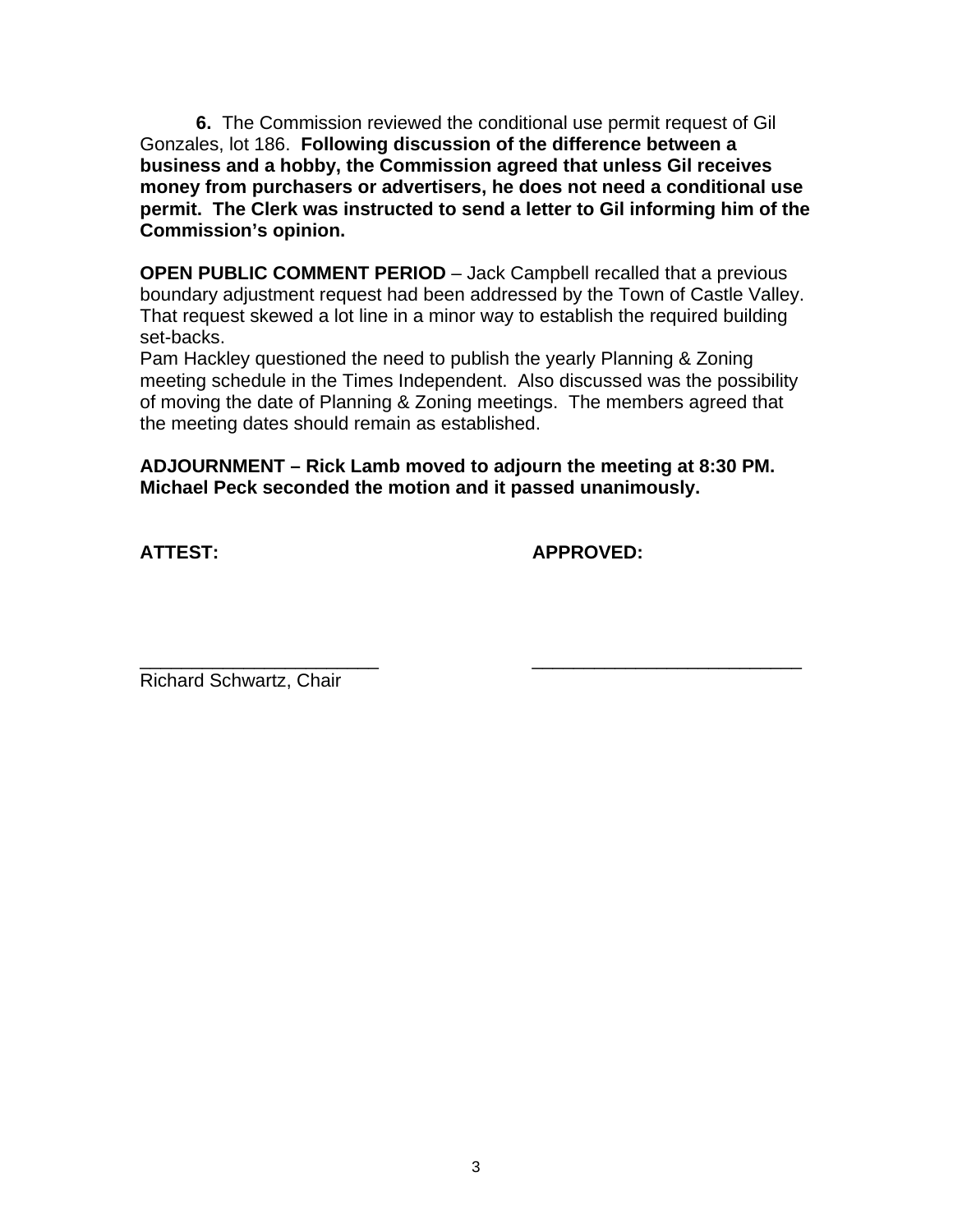**6.** The Commission reviewed the conditional use permit request of Gil Gonzales, lot 186. **Following discussion of the difference between a business and a hobby, the Commission agreed that unless Gil receives money from purchasers or advertisers, he does not need a conditional use permit. The Clerk was instructed to send a letter to Gil informing him of the Commission's opinion.**

**OPEN PUBLIC COMMENT PERIOD** – Jack Campbell recalled that a previous boundary adjustment request had been addressed by the Town of Castle Valley. That request skewed a lot line in a minor way to establish the required building set-backs.

Pam Hackley questioned the need to publish the yearly Planning & Zoning meeting schedule in the Times Independent. Also discussed was the possibility of moving the date of Planning & Zoning meetings. The members agreed that the meeting dates should remain as established.

**ADJOURNMENT – Rick Lamb moved to adjourn the meeting at 8:30 PM. Michael Peck seconded the motion and it passed unanimously.**

**ATTEST:**

_______________________
Richard Schwartz, Chair

**APPROVED:**

__________________________